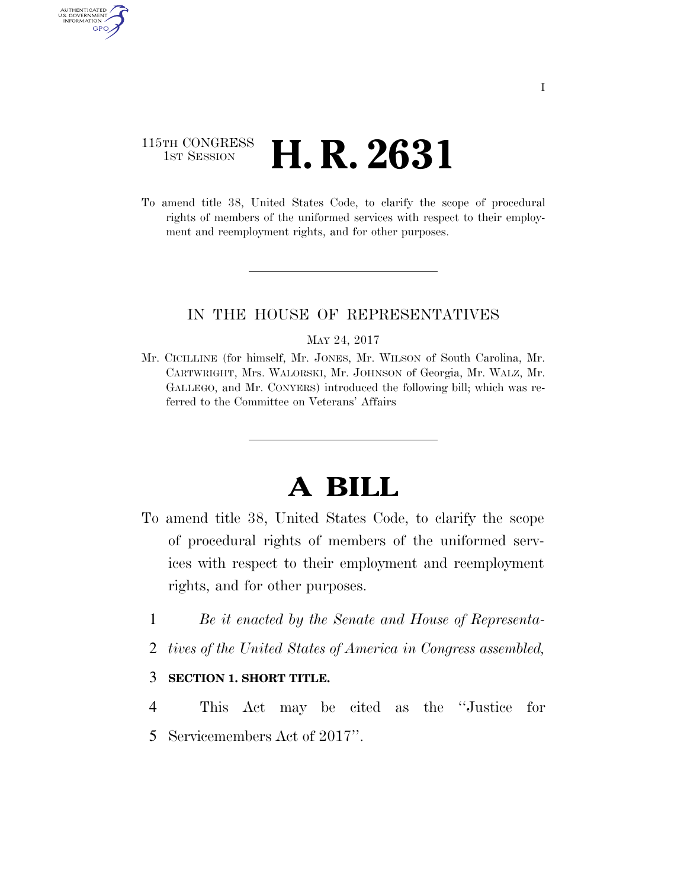115TH CONGRESS
1ST SESSION

# H. R. 2631

To amend title 38, United States Code, to clarify the scope of procedural rights of members of the uniformed services with respect to their employment and reemployment rights, and for other purposes.

---

IN THE HOUSE OF REPRESENTATIVES

MAY 24, 2017

Mr. CICILLINE (for himself, Mr. JONES, Mr. WILSON of South Carolina, Mr. CARTWRIGHT, Mrs. WALORSKI, Mr. JOHNSON of Georgia, Mr. WALZ, Mr. GALLEGO, and Mr. CONYERS) introduced the following bill; which was referred to the Committee on Veterans' Affairs

---

# A BILL

To amend title 38, United States Code, to clarify the scope of procedural rights of members of the uniformed services with respect to their employment and reemployment rights, and for other purposes.

1 *Be it enacted by the Senate and House of Representa-*
2 *tives of the United States of America in Congress assembled,*

3 **SECTION 1. SHORT TITLE.**

4 This Act may be cited as the ''Justice for
5 Servicemembers Act of 2017''.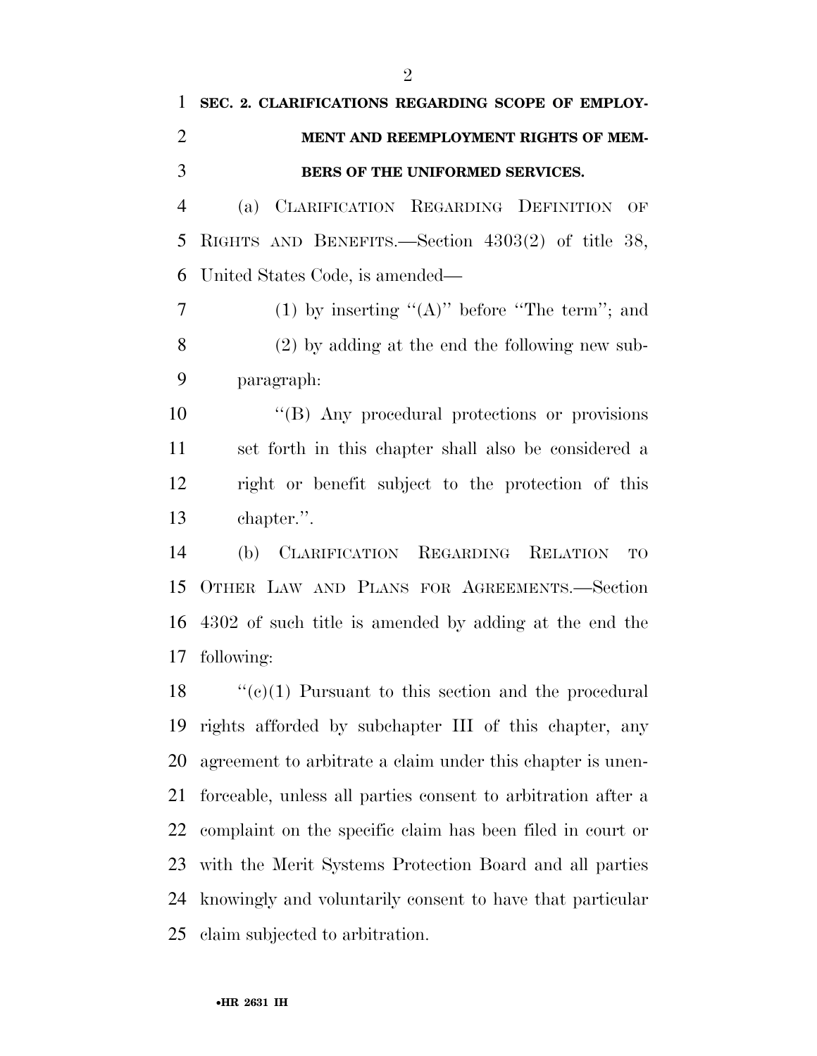**SEC. 2. CLARIFICATIONS REGARDING SCOPE OF EMPLOYMENT AND REEMPLOYMENT RIGHTS OF MEMBERS OF THE UNIFORMED SERVICES.**

(a) CLARIFICATION REGARDING DEFINITION OF RIGHTS AND BENEFITS.—Section 4303(2) of title 38, United States Code, is amended—

(1) by inserting "(A)" before "The term"; and

(2) by adding at the end the following new subparagraph:

"(B) Any procedural protections or provisions set forth in this chapter shall also be considered a right or benefit subject to the protection of this chapter.".

(b) CLARIFICATION REGARDING RELATION TO OTHER LAW AND PLANS FOR AGREEMENTS.—Section 4302 of such title is amended by adding at the end the following:

"(c)(1) Pursuant to this section and the procedural rights afforded by subchapter III of this chapter, any agreement to arbitrate a claim under this chapter is unenforceable, unless all parties consent to arbitration after a complaint on the specific claim has been filed in court or with the Merit Systems Protection Board and all parties knowingly and voluntarily consent to have that particular claim subjected to arbitration.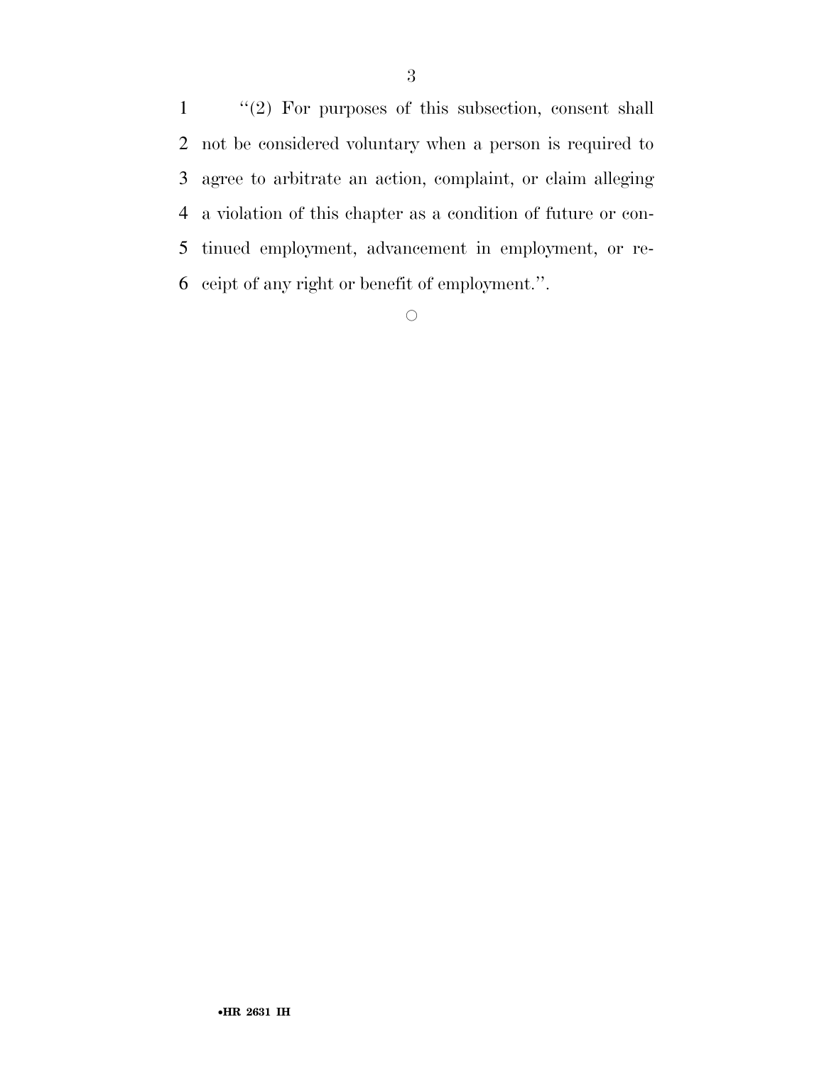"(2) For purposes of this subsection, consent shall not be considered voluntary when a person is required to agree to arbitrate an action, complaint, or claim alleging a violation of this chapter as a condition of future or continued employment, advancement in employment, or receipt of any right or benefit of employment.".

○